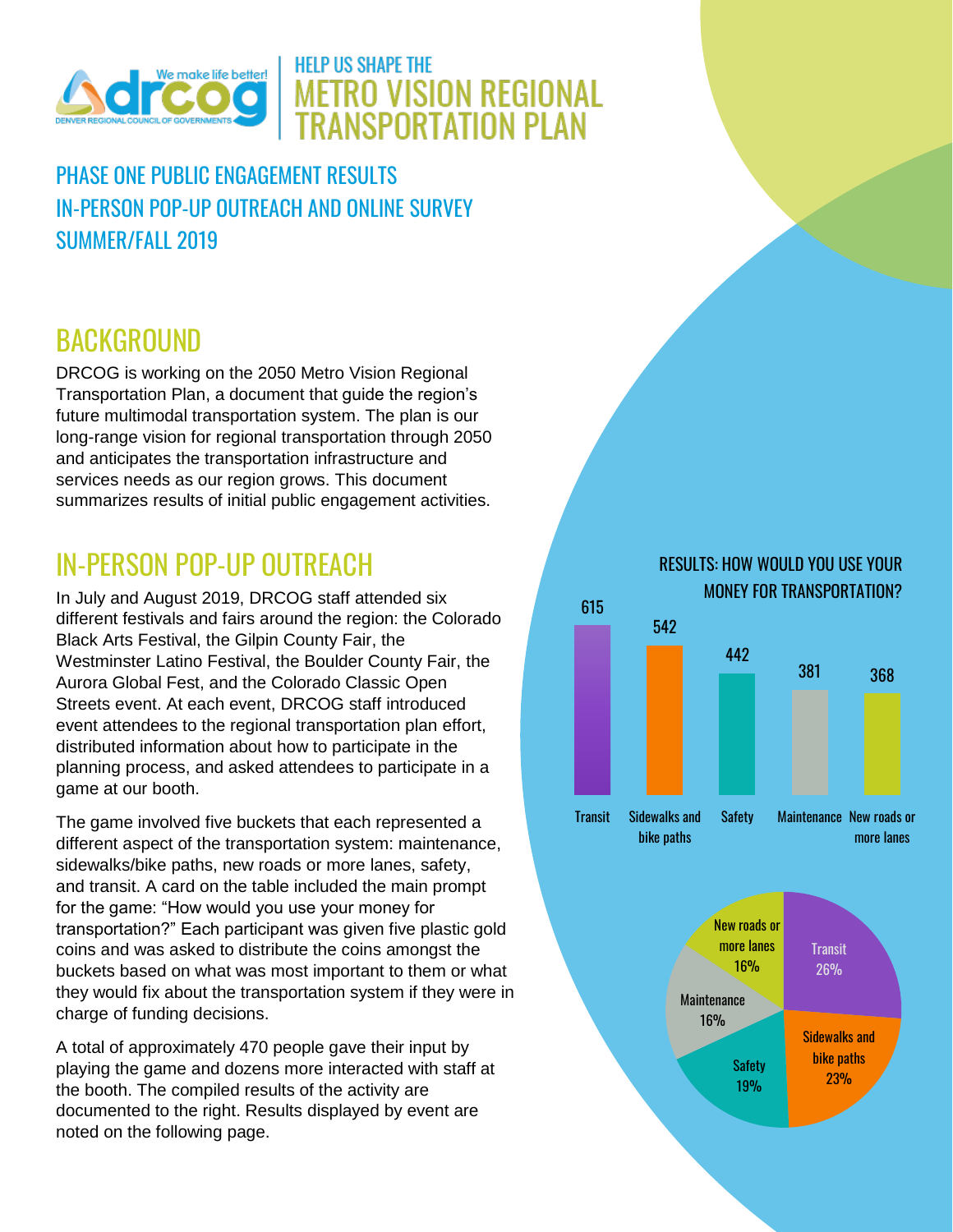# HELP US SHAPE THE METRO VISION REGIONAL TRANSPORTATION PLAN

## PHASE ONE PUBLIC ENGAGEMENT RESULTS
## IN-PERSON POP-UP OUTREACH AND ONLINE SURVEY
## SUMMER/FALL 2019

## BACKGROUND

DRCOG is working on the 2050 Metro Vision Regional Transportation Plan, a document that guide the region's future multimodal transportation system. The plan is our long-range vision for regional transportation through 2050 and anticipates the transportation infrastructure and services needs as our region grows. This document summarizes results of initial public engagement activities.

## IN-PERSON POP-UP OUTREACH

In July and August 2019, DRCOG staff attended six different festivals and fairs around the region: the Colorado Black Arts Festival, the Gilpin County Fair, the Westminster Latino Festival, the Boulder County Fair, the Aurora Global Fest, and the Colorado Classic Open Streets event. At each event, DRCOG staff introduced event attendees to the regional transportation plan effort, distributed information about how to participate in the planning process, and asked attendees to participate in a game at our booth.

The game involved five buckets that each represented a different aspect of the transportation system: maintenance, sidewalks/bike paths, new roads or more lanes, safety, and transit. A card on the table included the main prompt for the game: "How would you use your money for transportation?" Each participant was given five plastic gold coins and was asked to distribute the coins amongst the buckets based on what was most important to them or what they would fix about the transportation system if they were in charge of funding decisions.

A total of approximately 470 people gave their input by playing the game and dozens more interacted with staff at the booth. The compiled results of the activity are documented to the right. Results displayed by event are noted on the following page.

### RESULTS: HOW WOULD YOU USE YOUR MONEY FOR TRANSPORTATION?

| Category | Coins | Percent |
|---|---|---|
| Transit | 615 | 26% |
| Sidewalks and bike paths | 542 | 23% |
| Safety | 442 | 19% |
| Maintenance | 381 | 16% |
| New roads or more lanes | 368 | 16% |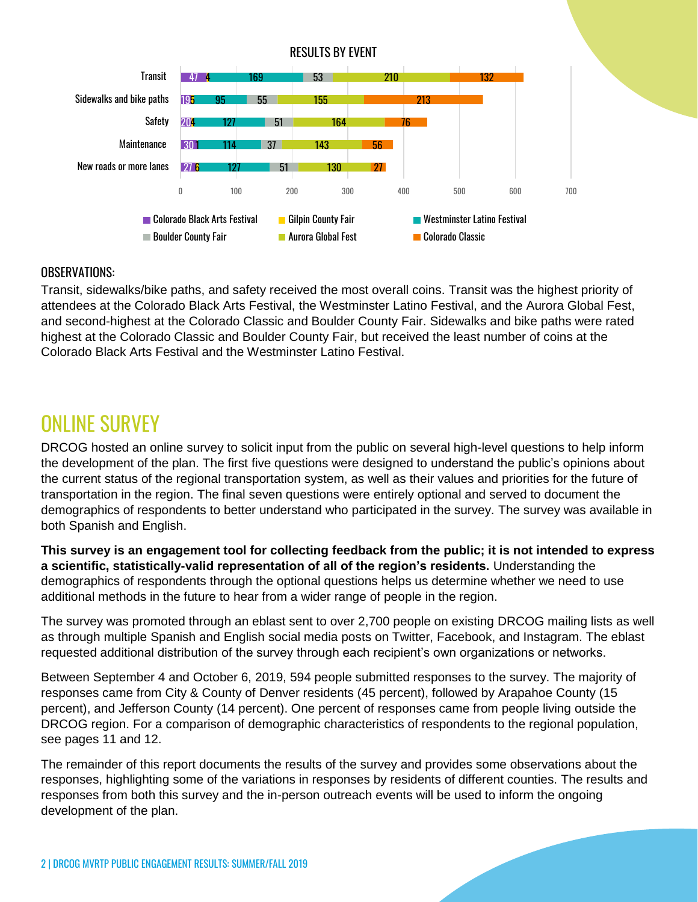**RESULTS BY EVENT**

| | Colorado Black Arts Festival | Gilpin County Fair | Westminster Latino Festival | Boulder County Fair | Aurora Global Fest | Colorado Classic |
|---|---|---|---|---|---|---|
| Transit | 47 | 4 | 169 | 53 | 210 | 132 |
| Sidewalks and bike paths | 19 | 5 | 95 | 55 | 155 | 213 |
| Safety | 20 | 4 | 127 | 51 | 164 | 76 |
| Maintenance | 30 | 1 | 114 | 37 | 143 | 56 |
| New roads or more lanes | 27 | 6 | 127 | 51 | 130 | 27 |

OBSERVATIONS:

Transit, sidewalks/bike paths, and safety received the most overall coins. Transit was the highest priority of attendees at the Colorado Black Arts Festival, the Westminster Latino Festival, and the Aurora Global Fest, and second-highest at the Colorado Classic and Boulder County Fair. Sidewalks and bike paths were rated highest at the Colorado Classic and Boulder County Fair, but received the least number of coins at the Colorado Black Arts Festival and the Westminster Latino Festival.

# ONLINE SURVEY

DRCOG hosted an online survey to solicit input from the public on several high-level questions to help inform the development of the plan. The first five questions were designed to understand the public's opinions about the current status of the regional transportation system, as well as their values and priorities for the future of transportation in the region. The final seven questions were entirely optional and served to document the demographics of respondents to better understand who participated in the survey. The survey was available in both Spanish and English.

**This survey is an engagement tool for collecting feedback from the public; it is not intended to express a scientific, statistically-valid representation of all of the region's residents.** Understanding the demographics of respondents through the optional questions helps us determine whether we need to use additional methods in the future to hear from a wider range of people in the region.

The survey was promoted through an eblast sent to over 2,700 people on existing DRCOG mailing lists as well as through multiple Spanish and English social media posts on Twitter, Facebook, and Instagram. The eblast requested additional distribution of the survey through each recipient's own organizations or networks.

Between September 4 and October 6, 2019, 594 people submitted responses to the survey. The majority of responses came from City & County of Denver residents (45 percent), followed by Arapahoe County (15 percent), and Jefferson County (14 percent). One percent of responses came from people living outside the DRCOG region. For a comparison of demographic characteristics of respondents to the regional population, see pages 11 and 12.

The remainder of this report documents the results of the survey and provides some observations about the responses, highlighting some of the variations in responses by residents of different counties. The results and responses from both this survey and the in-person outreach events will be used to inform the ongoing development of the plan.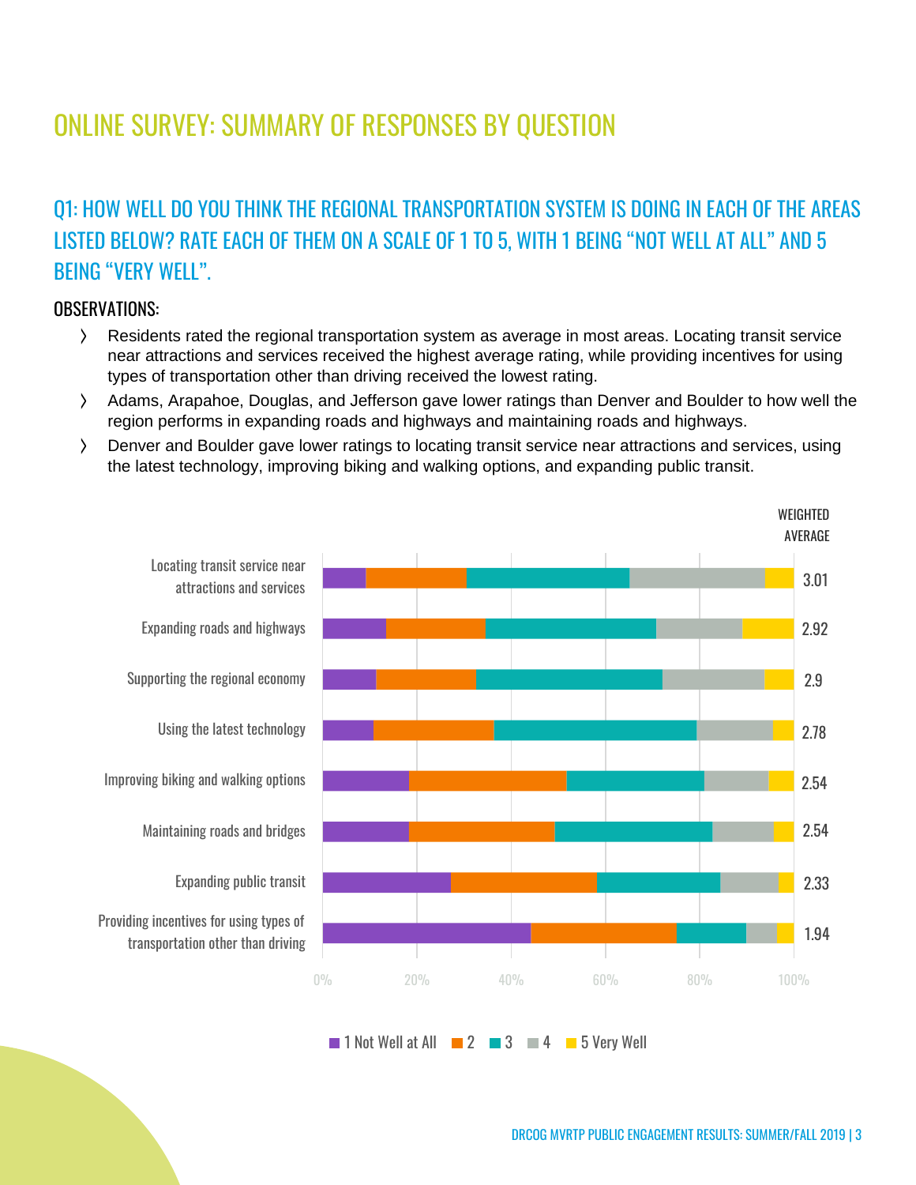# ONLINE SURVEY: SUMMARY OF RESPONSES BY QUESTION

## Q1: HOW WELL DO YOU THINK THE REGIONAL TRANSPORTATION SYSTEM IS DOING IN EACH OF THE AREAS LISTED BELOW? RATE EACH OF THEM ON A SCALE OF 1 TO 5, WITH 1 BEING "NOT WELL AT ALL" AND 5 BEING "VERY WELL".

### OBSERVATIONS:

- Residents rated the regional transportation system as average in most areas. Locating transit service near attractions and services received the highest average rating, while providing incentives for using types of transportation other than driving received the lowest rating.
- Adams, Arapahoe, Douglas, and Jefferson gave lower ratings than Denver and Boulder to how well the region performs in expanding roads and highways and maintaining roads and highways.
- Denver and Boulder gave lower ratings to locating transit service near attractions and services, using the latest technology, improving biking and walking options, and expanding public transit.

| | WEIGHTED AVERAGE |
|---|---|
| Locating transit service near attractions and services | 3.01 |
| Expanding roads and highways | 2.92 |
| Supporting the regional economy | 2.9 |
| Using the latest technology | 2.78 |
| Improving biking and walking options | 2.54 |
| Maintaining roads and bridges | 2.54 |
| Expanding public transit | 2.33 |
| Providing incentives for using types of transportation other than driving | 1.94 |

1 Not Well at All | 2 | 3 | 4 | 5 Very Well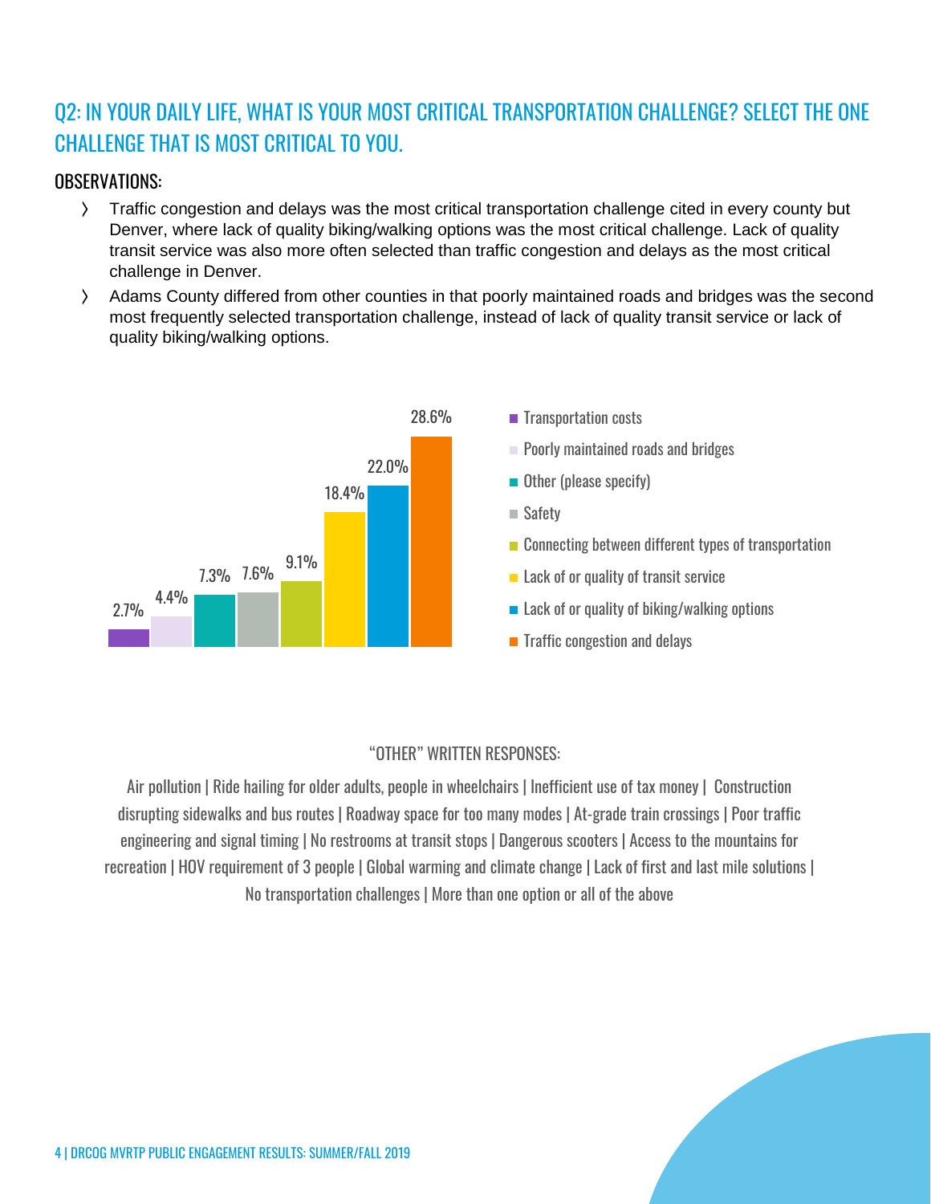## Q2: IN YOUR DAILY LIFE, WHAT IS YOUR MOST CRITICAL TRANSPORTATION CHALLENGE? SELECT THE ONE CHALLENGE THAT IS MOST CRITICAL TO YOU.

### OBSERVATIONS:

- Traffic congestion and delays was the most critical transportation challenge cited in every county but Denver, where lack of quality biking/walking options was the most critical challenge. Lack of quality transit service was also more often selected than traffic congestion and delays as the most critical challenge in Denver.
- Adams County differed from other counties in that poorly maintained roads and bridges was the second most frequently selected transportation challenge, instead of lack of quality transit service or lack of quality biking/walking options.

| Challenge | Percent |
| --- | --- |
| Transportation costs | 2.7% |
| Poorly maintained roads and bridges | 4.4% |
| Other (please specify) | 7.3% |
| Safety | 7.6% |
| Connecting between different types of transportation | 9.1% |
| Lack of or quality of transit service | 18.4% |
| Lack of or quality of biking/walking options | 22.0% |
| Traffic congestion and delays | 28.6% |

“OTHER” WRITTEN RESPONSES:

Air pollution | Ride hailing for older adults, people in wheelchairs | Inefficient use of tax money | Construction disrupting sidewalks and bus routes | Roadway space for too many modes | At-grade train crossings | Poor traffic engineering and signal timing | No restrooms at transit stops | Dangerous scooters | Access to the mountains for recreation | HOV requirement of 3 people | Global warming and climate change | Lack of first and last mile solutions | No transportation challenges | More than one option or all of the above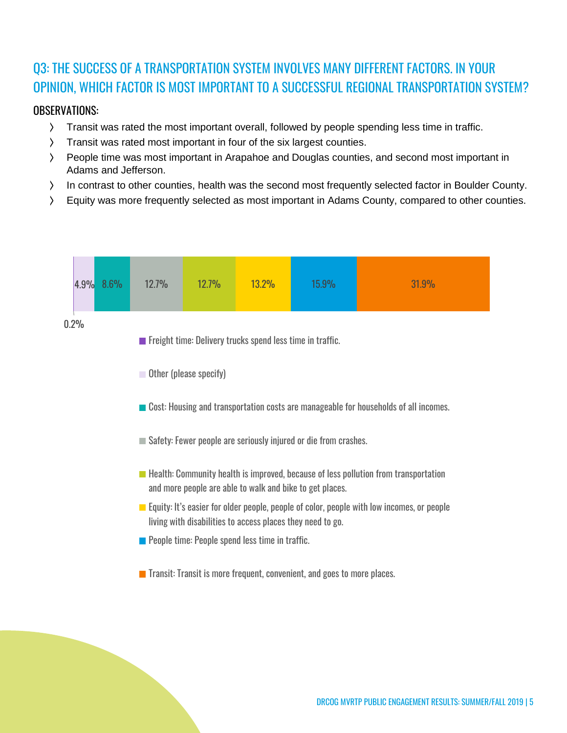## Q3: THE SUCCESS OF A TRANSPORTATION SYSTEM INVOLVES MANY DIFFERENT FACTORS. IN YOUR OPINION, WHICH FACTOR IS MOST IMPORTANT TO A SUCCESSFUL REGIONAL TRANSPORTATION SYSTEM?

### OBSERVATIONS:

- Transit was rated the most important overall, followed by people spending less time in traffic.
- Transit was rated most important in four of the six largest counties.
- People time was most important in Arapahoe and Douglas counties, and second most important in Adams and Jefferson.
- In contrast to other counties, health was the second most frequently selected factor in Boulder County.
- Equity was more frequently selected as most important in Adams County, compared to other counties.

| Factor | Percent |
|---|---|
| Freight time: Delivery trucks spend less time in traffic. | 0.2% |
| Other (please specify) | 4.9% |
| Cost: Housing and transportation costs are manageable for households of all incomes. | 8.6% |
| Safety: Fewer people are seriously injured or die from crashes. | 12.7% |
| Health: Community health is improved, because of less pollution from transportation and more people are able to walk and bike to get places. | 12.7% |
| Equity: It's easier for older people, people of color, people with low incomes, or people living with disabilities to access places they need to go. | 13.2% |
| People time: People spend less time in traffic. | 15.9% |
| Transit: Transit is more frequent, convenient, and goes to more places. | 31.9% |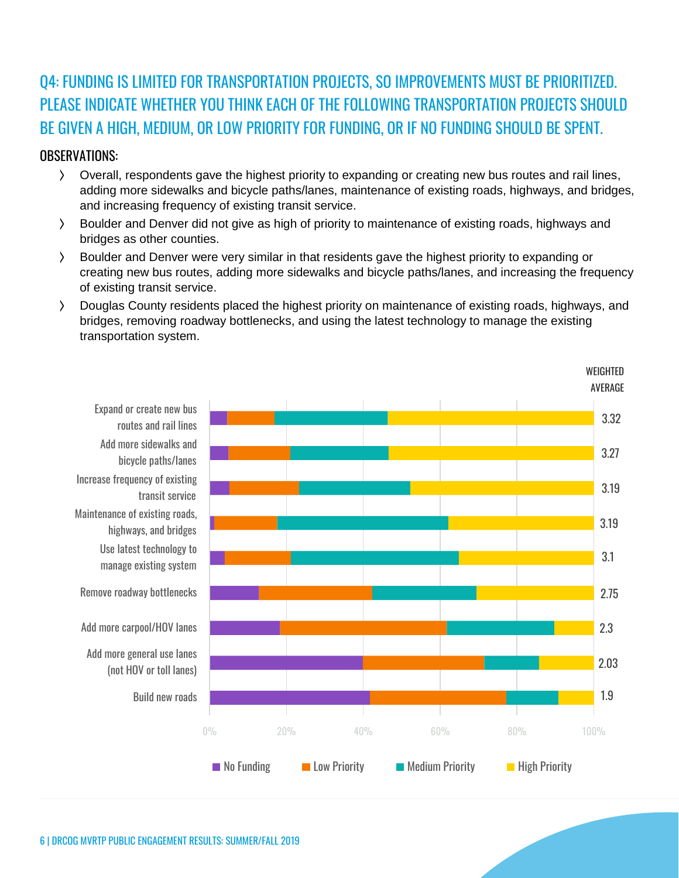## Q4: FUNDING IS LIMITED FOR TRANSPORTATION PROJECTS, SO IMPROVEMENTS MUST BE PRIORITIZED. PLEASE INDICATE WHETHER YOU THINK EACH OF THE FOLLOWING TRANSPORTATION PROJECTS SHOULD BE GIVEN A HIGH, MEDIUM, OR LOW PRIORITY FOR FUNDING, OR IF NO FUNDING SHOULD BE SPENT.

### OBSERVATIONS:

- Overall, respondents gave the highest priority to expanding or creating new bus routes and rail lines, adding more sidewalks and bicycle paths/lanes, maintenance of existing roads, highways, and bridges, and increasing frequency of existing transit service.
- Boulder and Denver did not give as high of priority to maintenance of existing roads, highways and bridges as other counties.
- Boulder and Denver were very similar in that residents gave the highest priority to expanding or creating new bus routes, adding more sidewalks and bicycle paths/lanes, and increasing the frequency of existing transit service.
- Douglas County residents placed the highest priority on maintenance of existing roads, highways, and bridges, removing roadway bottlenecks, and using the latest technology to manage the existing transportation system.

| Project | Weighted Average |
|---|---|
| Expand or create new bus routes and rail lines | 3.32 |
| Add more sidewalks and bicycle paths/lanes | 3.27 |
| Increase frequency of existing transit service | 3.19 |
| Maintenance of existing roads, highways, and bridges | 3.19 |
| Use latest technology to manage existing system | 3.1 |
| Remove roadway bottlenecks | 2.75 |
| Add more carpool/HOV lanes | 2.3 |
| Add more general use lanes (not HOV or toll lanes) | 2.03 |
| Build new roads | 1.9 |

No Funding | Low Priority | Medium Priority | High Priority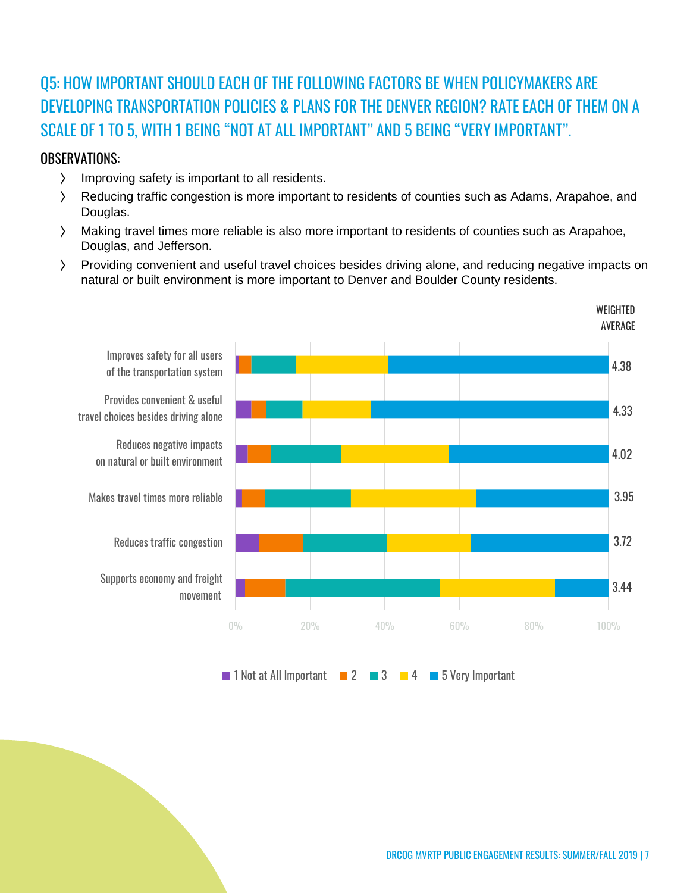## Q5: HOW IMPORTANT SHOULD EACH OF THE FOLLOWING FACTORS BE WHEN POLICYMAKERS ARE DEVELOPING TRANSPORTATION POLICIES & PLANS FOR THE DENVER REGION? RATE EACH OF THEM ON A SCALE OF 1 TO 5, WITH 1 BEING "NOT AT ALL IMPORTANT" AND 5 BEING "VERY IMPORTANT".

### OBSERVATIONS:

- Improving safety is important to all residents.
- Reducing traffic congestion is more important to residents of counties such as Adams, Arapahoe, and Douglas.
- Making travel times more reliable is also more important to residents of counties such as Arapahoe, Douglas, and Jefferson.
- Providing convenient and useful travel choices besides driving alone, and reducing negative impacts on natural or built environment is more important to Denver and Boulder County residents.

| Factor | Weighted Average |
|---|---|
| Improves safety for all users of the transportation system | 4.38 |
| Provides convenient & useful travel choices besides driving alone | 4.33 |
| Reduces negative impacts on natural or built environment | 4.02 |
| Makes travel times more reliable | 3.95 |
| Reduces traffic congestion | 3.72 |
| Supports economy and freight movement | 3.44 |

1 Not at All Important | 2 | 3 | 4 | 5 Very Important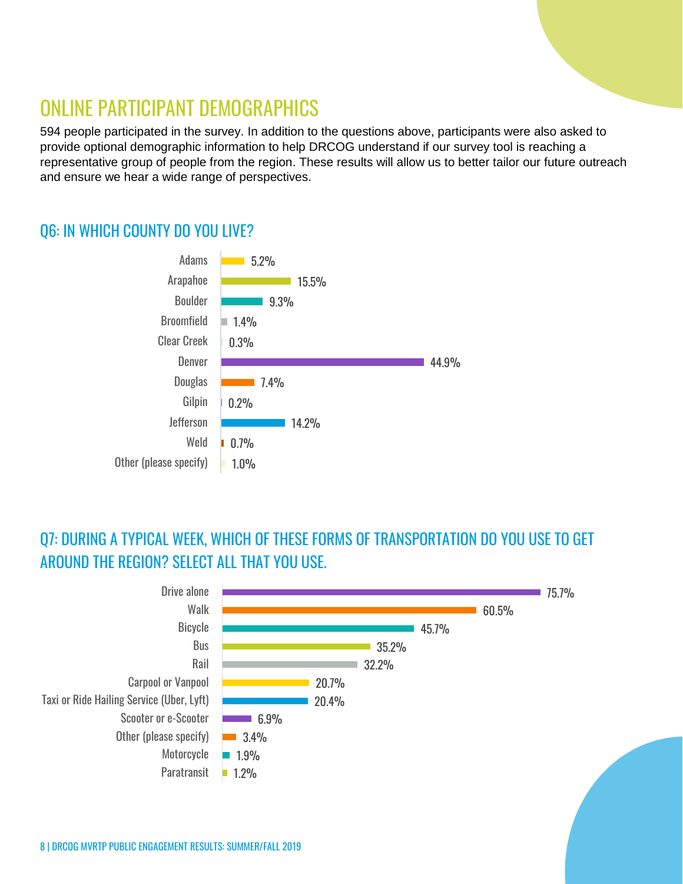## ONLINE PARTICIPANT DEMOGRAPHICS

594 people participated in the survey. In addition to the questions above, participants were also asked to provide optional demographic information to help DRCOG understand if our survey tool is reaching a representative group of people from the region. These results will allow us to better tailor our future outreach and ensure we hear a wide range of perspectives.

### Q6: IN WHICH COUNTY DO YOU LIVE?

| County | Percent |
|---|---|
| Adams | 5.2% |
| Arapahoe | 15.5% |
| Boulder | 9.3% |
| Broomfield | 1.4% |
| Clear Creek | 0.3% |
| Denver | 44.9% |
| Douglas | 7.4% |
| Gilpin | 0.2% |
| Jefferson | 14.2% |
| Weld | 0.7% |
| Other (please specify) | 1.0% |

### Q7: DURING A TYPICAL WEEK, WHICH OF THESE FORMS OF TRANSPORTATION DO YOU USE TO GET AROUND THE REGION? SELECT ALL THAT YOU USE.

| Form of Transportation | Percent |
|---|---|
| Drive alone | 75.7% |
| Walk | 60.5% |
| Bicycle | 45.7% |
| Bus | 35.2% |
| Rail | 32.2% |
| Carpool or Vanpool | 20.7% |
| Taxi or Ride Hailing Service (Uber, Lyft) | 20.4% |
| Scooter or e-Scooter | 6.9% |
| Other (please specify) | 3.4% |
| Motorcycle | 1.9% |
| Paratransit | 1.2% |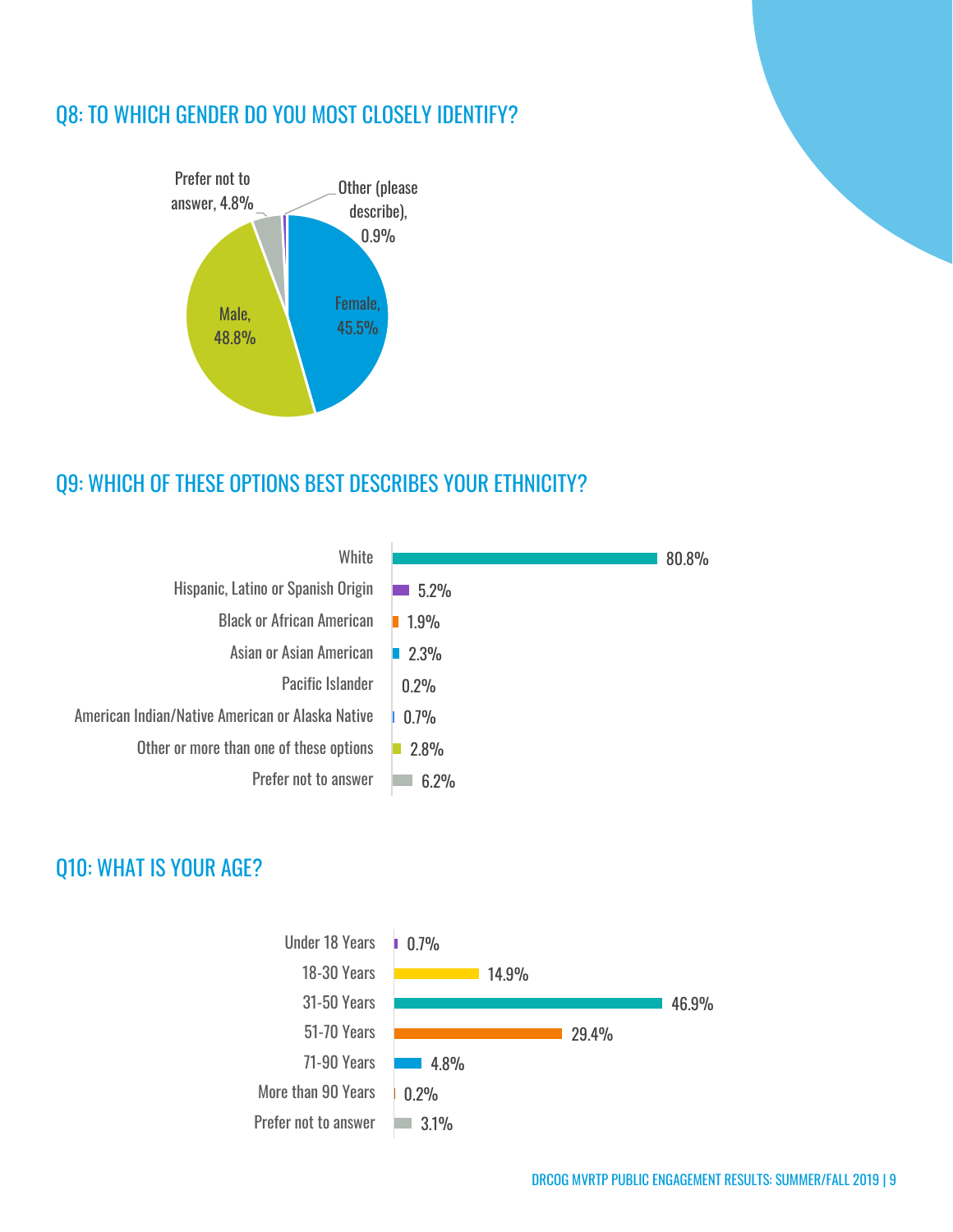## Q8: TO WHICH GENDER DO YOU MOST CLOSELY IDENTIFY?

| Gender | Percentage |
| --- | --- |
| Male | 48.8% |
| Female | 45.5% |
| Prefer not to answer | 4.8% |
| Other (please describe) | 0.9% |

## Q9: WHICH OF THESE OPTIONS BEST DESCRIBES YOUR ETHNICITY?

| Ethnicity | Percentage |
| --- | --- |
| White | 80.8% |
| Hispanic, Latino or Spanish Origin | 5.2% |
| Black or African American | 1.9% |
| Asian or Asian American | 2.3% |
| Pacific Islander | 0.2% |
| American Indian/Native American or Alaska Native | 0.7% |
| Other or more than one of these options | 2.8% |
| Prefer not to answer | 6.2% |

## Q10: WHAT IS YOUR AGE?

| Age | Percentage |
| --- | --- |
| Under 18 Years | 0.7% |
| 18-30 Years | 14.9% |
| 31-50 Years | 46.9% |
| 51-70 Years | 29.4% |
| 71-90 Years | 4.8% |
| More than 90 Years | 0.2% |
| Prefer not to answer | 3.1% |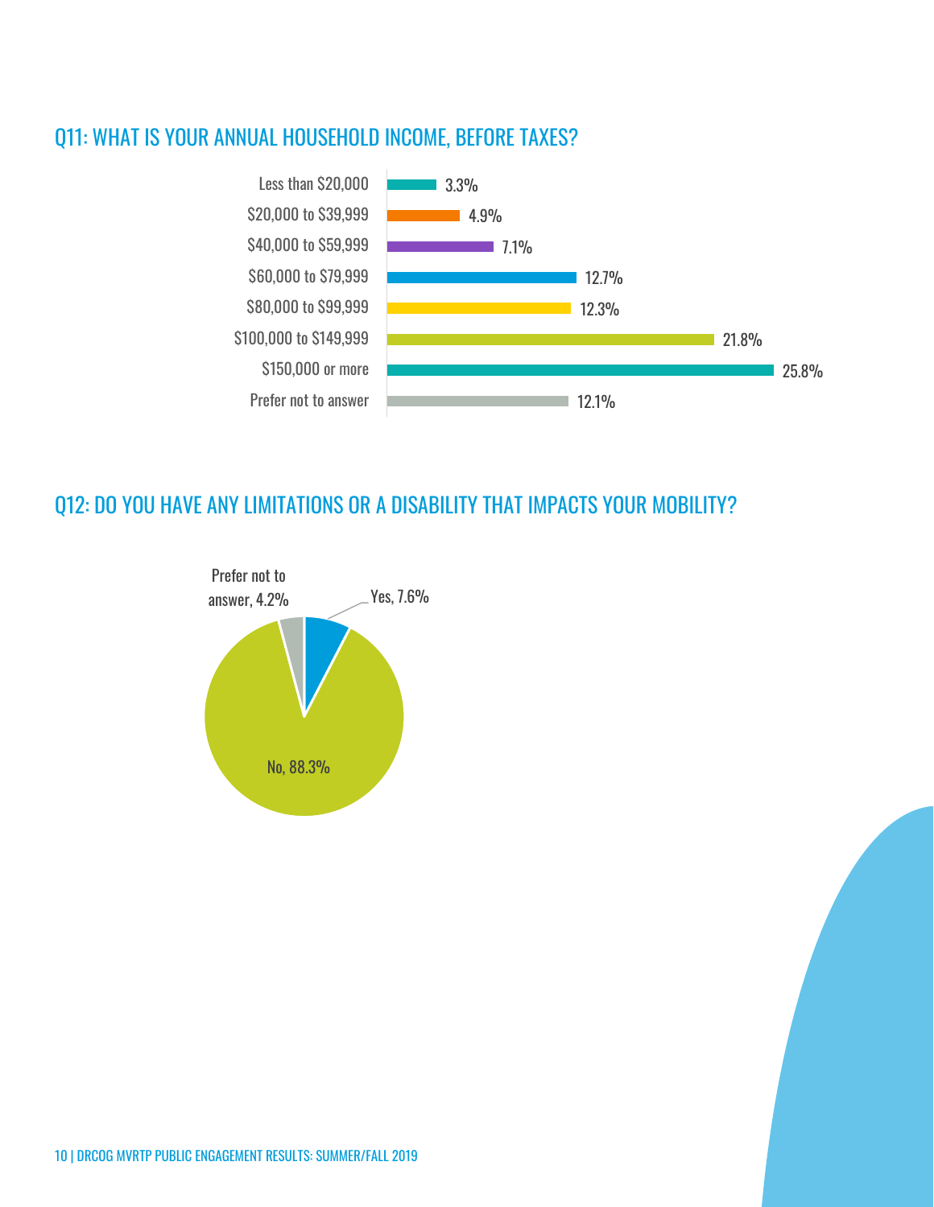## Q11: WHAT IS YOUR ANNUAL HOUSEHOLD INCOME, BEFORE TAXES?

| Income | Percent |
| --- | --- |
| Less than $20,000 | 3.3% |
| $20,000 to $39,999 | 4.9% |
| $40,000 to $59,999 | 7.1% |
| $60,000 to $79,999 | 12.7% |
| $80,000 to $99,999 | 12.3% |
| $100,000 to $149,999 | 21.8% |
| $150,000 or more | 25.8% |
| Prefer not to answer | 12.1% |

## Q12: DO YOU HAVE ANY LIMITATIONS OR A DISABILITY THAT IMPACTS YOUR MOBILITY?

| Response | Percent |
| --- | --- |
| Yes | 7.6% |
| No | 88.3% |
| Prefer not to answer | 4.2% |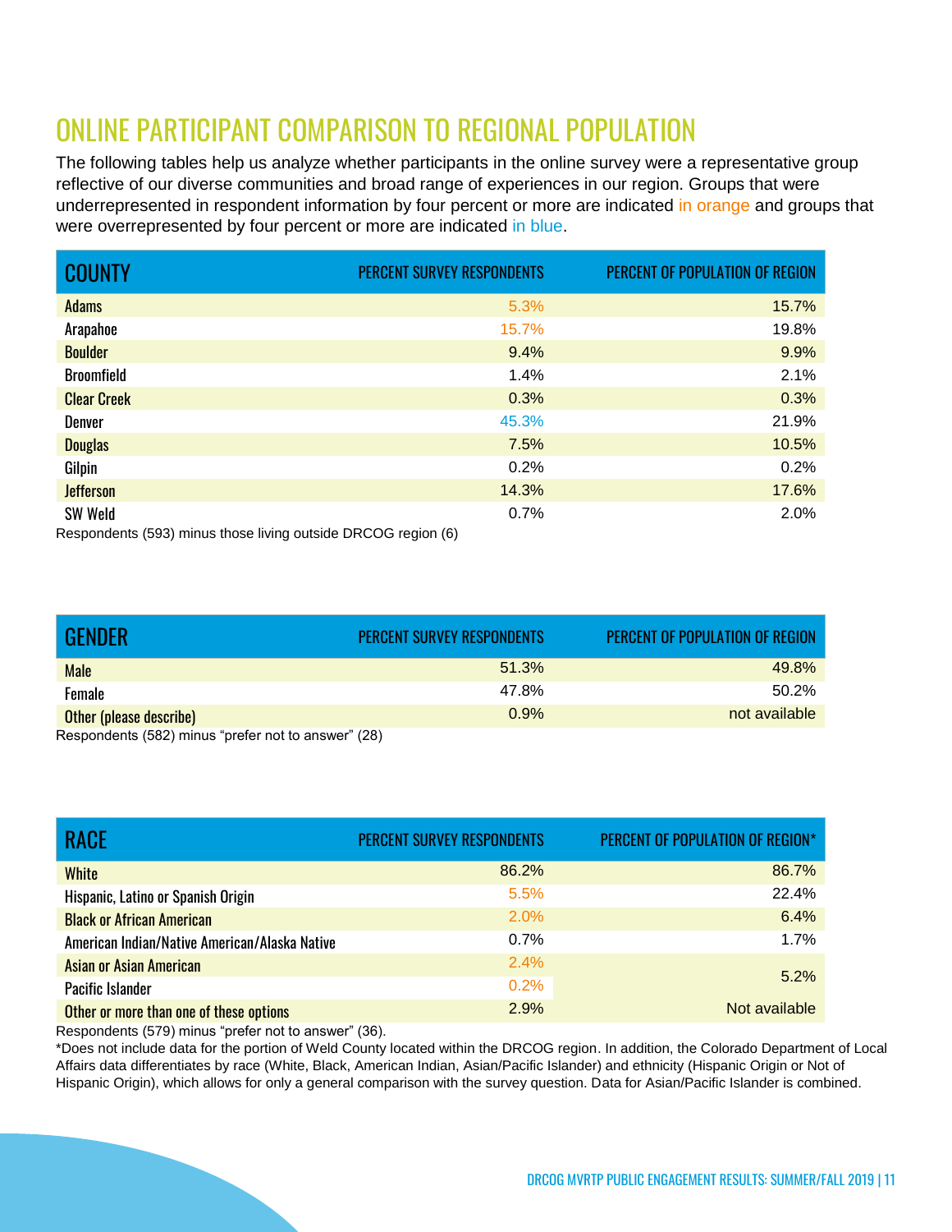# ONLINE PARTICIPANT COMPARISON TO REGIONAL POPULATION

The following tables help us analyze whether participants in the online survey were a representative group reflective of our diverse communities and broad range of experiences in our region. Groups that were underrepresented in respondent information by four percent or more are indicated in orange and groups that were overrepresented by four percent or more are indicated in blue.

| COUNTY | PERCENT SURVEY RESPONDENTS | PERCENT OF POPULATION OF REGION |
|---|---|---|
| Adams | 5.3% | 15.7% |
| Arapahoe | 15.7% | 19.8% |
| Boulder | 9.4% | 9.9% |
| Broomfield | 1.4% | 2.1% |
| Clear Creek | 0.3% | 0.3% |
| Denver | 45.3% | 21.9% |
| Douglas | 7.5% | 10.5% |
| Gilpin | 0.2% | 0.2% |
| Jefferson | 14.3% | 17.6% |
| SW Weld | 0.7% | 2.0% |

Respondents (593) minus those living outside DRCOG region (6)

| GENDER | PERCENT SURVEY RESPONDENTS | PERCENT OF POPULATION OF REGION |
|---|---|---|
| Male | 51.3% | 49.8% |
| Female | 47.8% | 50.2% |
| Other (please describe) | 0.9% | not available |

Respondents (582) minus "prefer not to answer" (28)

| RACE | PERCENT SURVEY RESPONDENTS | PERCENT OF POPULATION OF REGION* |
|---|---|---|
| White | 86.2% | 86.7% |
| Hispanic, Latino or Spanish Origin | 5.5% | 22.4% |
| Black or African American | 2.0% | 6.4% |
| American Indian/Native American/Alaska Native | 0.7% | 1.7% |
| Asian or Asian American | 2.4% | 5.2% |
| Pacific Islander | 0.2% | |
| Other or more than one of these options | 2.9% | Not available |

Respondents (579) minus "prefer not to answer" (36).

*Does not include data for the portion of Weld County located within the DRCOG region. In addition, the Colorado Department of Local Affairs data differentiates by race (White, Black, American Indian, Asian/Pacific Islander) and ethnicity (Hispanic Origin or Not of Hispanic Origin), which allows for only a general comparison with the survey question. Data for Asian/Pacific Islander is combined.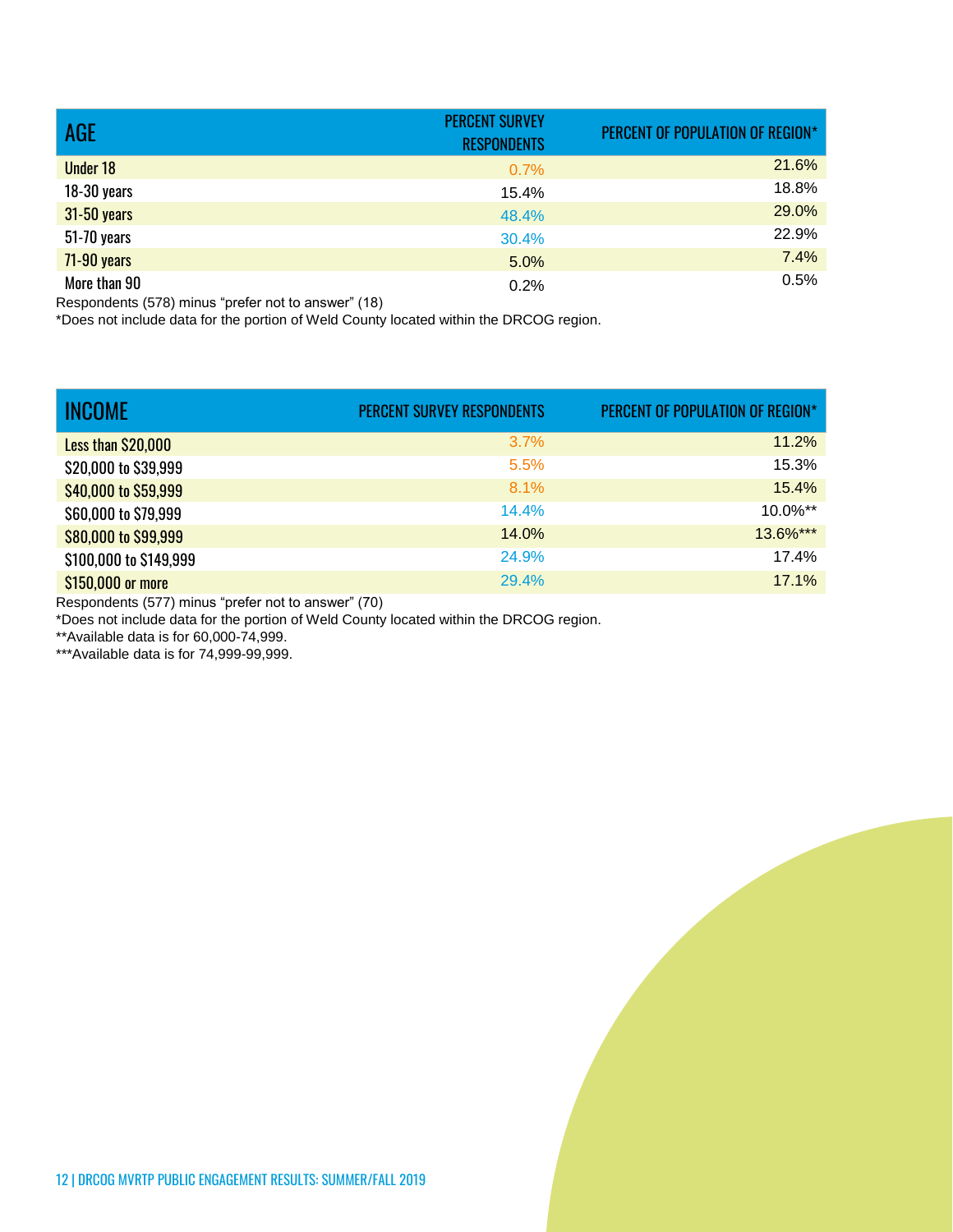| AGE | PERCENT SURVEY RESPONDENTS | PERCENT OF POPULATION OF REGION* |
|---|---|---|
| Under 18 | 0.7% | 21.6% |
| 18-30 years | 15.4% | 18.8% |
| 31-50 years | 48.4% | 29.0% |
| 51-70 years | 30.4% | 22.9% |
| 71-90 years | 5.0% | 7.4% |
| More than 90 | 0.2% | 0.5% |

Respondents (578) minus "prefer not to answer" (18)

*Does not include data for the portion of Weld County located within the DRCOG region.

| INCOME | PERCENT SURVEY RESPONDENTS | PERCENT OF POPULATION OF REGION* |
|---|---|---|
| Less than $20,000 | 3.7% | 11.2% |
| $20,000 to $39,999 | 5.5% | 15.3% |
| $40,000 to $59,999 | 8.1% | 15.4% |
| $60,000 to $79,999 | 14.4% | 10.0%** |
| $80,000 to $99,999 | 14.0% | 13.6%*** |
| $100,000 to $149,999 | 24.9% | 17.4% |
| $150,000 or more | 29.4% | 17.1% |

Respondents (577) minus "prefer not to answer" (70)

*Does not include data for the portion of Weld County located within the DRCOG region.

**Available data is for 60,000-74,999.

***Available data is for 74,999-99,999.